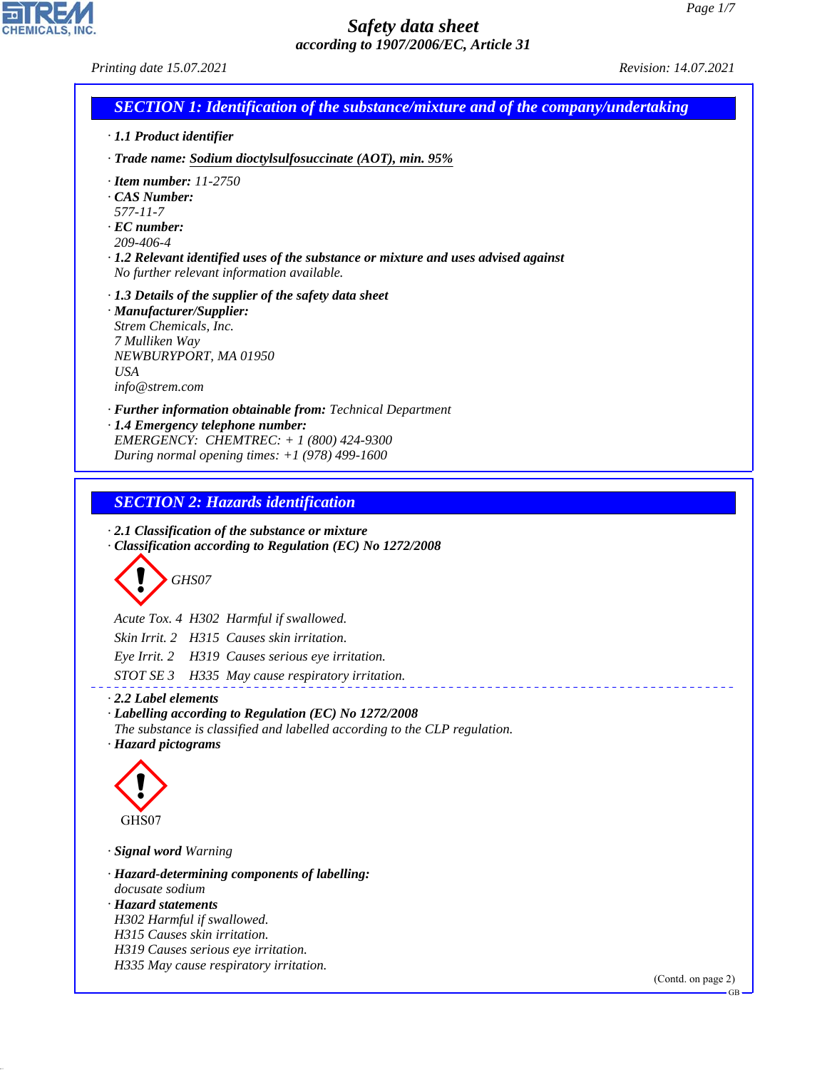# Safety data sheet
## according to 1907/2006/EC, Article 31

Printing date 15.07.2021 Revision: 14.07.2021

## SECTION 1: Identification of the substance/mixture and of the company/undertaking

· **1.1 Product identifier**

· **Trade name:** Sodium dioctylsulfosuccinate (AOT), min. 95%

· **Item number:** 11-2750
· **CAS Number:**
577-11-7
· **EC number:**
209-406-4
· **1.2 Relevant identified uses of the substance or mixture and uses advised against**
No further relevant information available.

· **1.3 Details of the supplier of the safety data sheet**
· **Manufacturer/Supplier:**
Strem Chemicals, Inc.
7 Mulliken Way
NEWBURYPORT, MA 01950
USA
info@strem.com

· **Further information obtainable from:** Technical Department
· **1.4 Emergency telephone number:**
EMERGENCY: CHEMTREC: + 1 (800) 424-9300
During normal opening times: +1 (978) 499-1600

## SECTION 2: Hazards identification

· **2.1 Classification of the substance or mixture**
· **Classification according to Regulation (EC) No 1272/2008**

GHS07

Acute Tox. 4 H302 Harmful if swallowed.
Skin Irrit. 2 H315 Causes skin irritation.
Eye Irrit. 2 H319 Causes serious eye irritation.
STOT SE 3 H335 May cause respiratory irritation.

· **2.2 Label elements**
· **Labelling according to Regulation (EC) No 1272/2008**
The substance is classified and labelled according to the CLP regulation.
· **Hazard pictograms**

GHS07

· **Signal word** Warning

· **Hazard-determining components of labelling:**
docusate sodium
· **Hazard statements**
H302 Harmful if swallowed.
H315 Causes skin irritation.
H319 Causes serious eye irritation.
H335 May cause respiratory irritation.

(Contd. on page 2)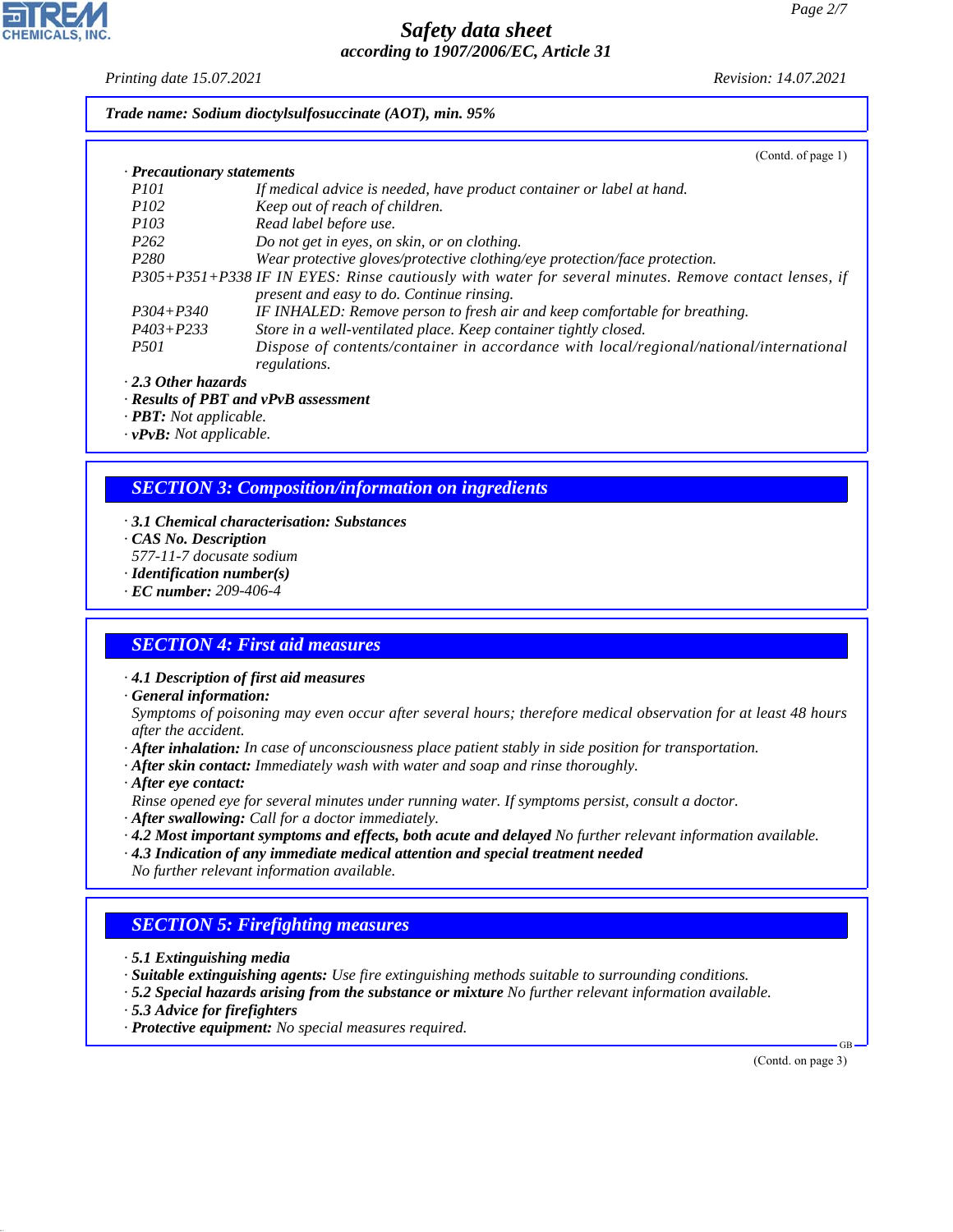**Trade name: Sodium dioctylsulfosuccinate (AOT), min. 95%**

(Contd. of page 1)

· **Precautionary statements**

| | |
|---|---|
| P101 | If medical advice is needed, have product container or label at hand. |
| P102 | Keep out of reach of children. |
| P103 | Read label before use. |
| P262 | Do not get in eyes, on skin, or on clothing. |
| P280 | Wear protective gloves/protective clothing/eye protection/face protection. |
| P305+P351+P338 | IF IN EYES: Rinse cautiously with water for several minutes. Remove contact lenses, if present and easy to do. Continue rinsing. |
| P304+P340 | IF INHALED: Remove person to fresh air and keep comfortable for breathing. |
| P403+P233 | Store in a well-ventilated place. Keep container tightly closed. |
| P501 | Dispose of contents/container in accordance with local/regional/national/international regulations. |

· **2.3 Other hazards**
· **Results of PBT and vPvB assessment**
· **PBT:** Not applicable.
· **vPvB:** Not applicable.

## SECTION 3: Composition/information on ingredients

· **3.1 Chemical characterisation: Substances**
· **CAS No. Description**
577-11-7 docusate sodium
· **Identification number(s)**
· **EC number:** 209-406-4

## SECTION 4: First aid measures

· **4.1 Description of first aid measures**
· **General information:**
Symptoms of poisoning may even occur after several hours; therefore medical observation for at least 48 hours after the accident.
· **After inhalation:** In case of unconsciousness place patient stably in side position for transportation.
· **After skin contact:** Immediately wash with water and soap and rinse thoroughly.
· **After eye contact:**
Rinse opened eye for several minutes under running water. If symptoms persist, consult a doctor.
· **After swallowing:** Call for a doctor immediately.
· **4.2 Most important symptoms and effects, both acute and delayed** No further relevant information available.
· **4.3 Indication of any immediate medical attention and special treatment needed**
No further relevant information available.

## SECTION 5: Firefighting measures

· **5.1 Extinguishing media**
· **Suitable extinguishing agents:** Use fire extinguishing methods suitable to surrounding conditions.
· **5.2 Special hazards arising from the substance or mixture** No further relevant information available.
· **5.3 Advice for firefighters**
· **Protective equipment:** No special measures required.

(Contd. on page 3)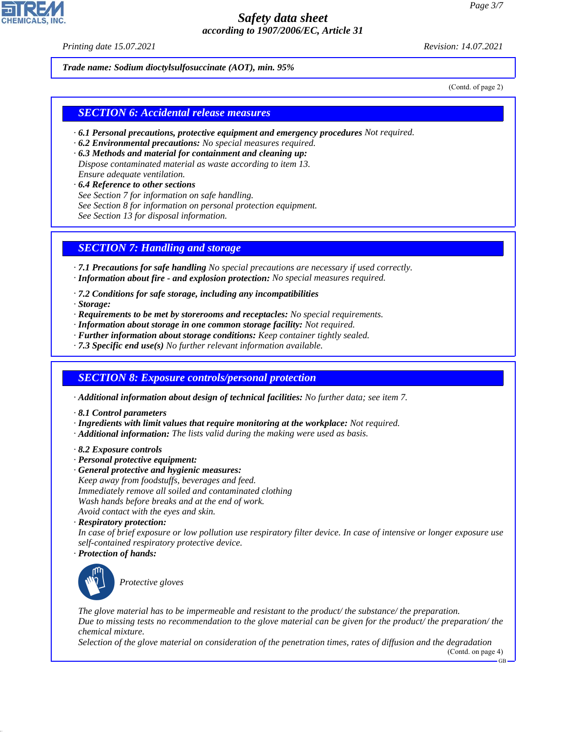*Trade name: Sodium dioctylsulfosuccinate (AOT), min. 95%*

(Contd. of page 2)

## SECTION 6: Accidental release measures

· **6.1 Personal precautions, protective equipment and emergency procedures** Not required.
· **6.2 Environmental precautions:** No special measures required.
· **6.3 Methods and material for containment and cleaning up:**
Dispose contaminated material as waste according to item 13.
Ensure adequate ventilation.
· **6.4 Reference to other sections**
See Section 7 for information on safe handling.
See Section 8 for information on personal protection equipment.
See Section 13 for disposal information.

## SECTION 7: Handling and storage

· **7.1 Precautions for safe handling** No special precautions are necessary if used correctly.
· **Information about fire - and explosion protection:** No special measures required.

· **7.2 Conditions for safe storage, including any incompatibilities**
· **Storage:**
· **Requirements to be met by storerooms and receptacles:** No special requirements.
· **Information about storage in one common storage facility:** Not required.
· **Further information about storage conditions:** Keep container tightly sealed.
· **7.3 Specific end use(s)** No further relevant information available.

## SECTION 8: Exposure controls/personal protection

· **Additional information about design of technical facilities:** No further data; see item 7.

· **8.1 Control parameters**
· **Ingredients with limit values that require monitoring at the workplace:** Not required.
· **Additional information:** The lists valid during the making were used as basis.

· **8.2 Exposure controls**
· **Personal protective equipment:**
· **General protective and hygienic measures:**
Keep away from foodstuffs, beverages and feed.
Immediately remove all soiled and contaminated clothing
Wash hands before breaks and at the end of work.
Avoid contact with the eyes and skin.
· **Respiratory protection:**
In case of brief exposure or low pollution use respiratory filter device. In case of intensive or longer exposure use self-contained respiratory protective device.
· **Protection of hands:**

Protective gloves

The glove material has to be impermeable and resistant to the product/ the substance/ the preparation.
Due to missing tests no recommendation to the glove material can be given for the product/ the preparation/ the chemical mixture.
Selection of the glove material on consideration of the penetration times, rates of diffusion and the degradation

(Contd. on page 4)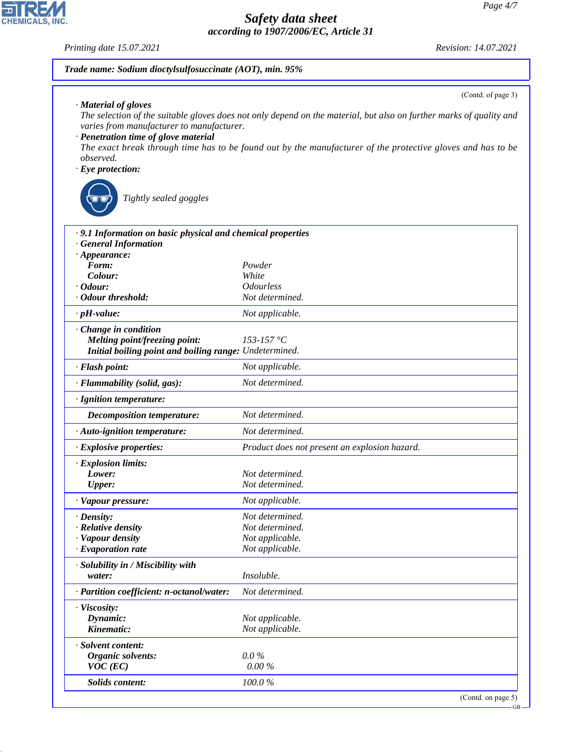**Trade name: Sodium dioctylsulfosuccinate (AOT), min. 95%**

(Contd. of page 3)

· **Material of gloves**
The selection of the suitable gloves does not only depend on the material, but also on further marks of quality and varies from manufacturer to manufacturer.

· **Penetration time of glove material**
The exact break through time has to be found out by the manufacturer of the protective gloves and has to be observed.

· **Eye protection:**

Tightly sealed goggles

| · **9.1 Information on basic physical and chemical properties** | |
|---|---|
| · **General Information** | |
| · **Appearance:** | |
| **Form:** | Powder |
| **Colour:** | White |
| · **Odour:** | Odourless |
| · **Odour threshold:** | Not determined. |
| · **pH-value:** | Not applicable. |
| · **Change in condition** | |
| **Melting point/freezing point:** | 153-157 °C |
| **Initial boiling point and boiling range:** | Undetermined. |
| · **Flash point:** | Not applicable. |
| · **Flammability (solid, gas):** | Not determined. |
| · **Ignition temperature:** | |
| **Decomposition temperature:** | Not determined. |
| · **Auto-ignition temperature:** | Not determined. |
| · **Explosive properties:** | Product does not present an explosion hazard. |
| · **Explosion limits:** | |
| **Lower:** | Not determined. |
| **Upper:** | Not determined. |
| · **Vapour pressure:** | Not applicable. |
| · **Density:** | Not determined. |
| · **Relative density** | Not determined. |
| · **Vapour density** | Not applicable. |
| · **Evaporation rate** | Not applicable. |
| · **Solubility in / Miscibility with** | |
| **water:** | Insoluble. |
| · **Partition coefficient: n-octanol/water:** | Not determined. |
| · **Viscosity:** | |
| **Dynamic:** | Not applicable. |
| **Kinematic:** | Not applicable. |
| · **Solvent content:** | |
| **Organic solvents:** | 0.0 % |
| **VOC (EC)** | 0.00 % |
| **Solids content:** | 100.0 % |

(Contd. on page 5)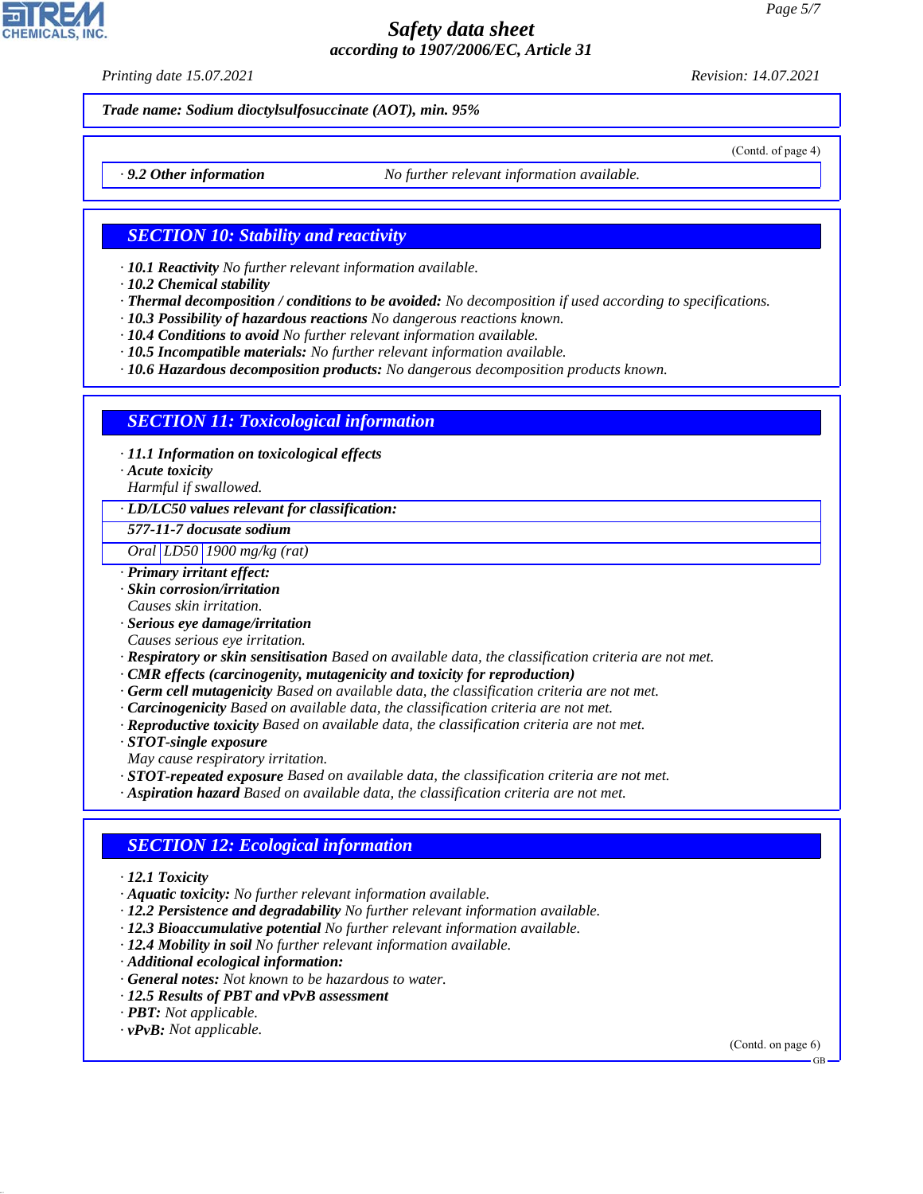Trade name: Sodium dioctylsulfosuccinate (AOT), min. 95%

(Contd. of page 4)

· **9.2 Other information** No further relevant information available.

## SECTION 10: Stability and reactivity

· **10.1 Reactivity** No further relevant information available.
· **10.2 Chemical stability**
· **Thermal decomposition / conditions to be avoided:** No decomposition if used according to specifications.
· **10.3 Possibility of hazardous reactions** No dangerous reactions known.
· **10.4 Conditions to avoid** No further relevant information available.
· **10.5 Incompatible materials:** No further relevant information available.
· **10.6 Hazardous decomposition products:** No dangerous decomposition products known.

## SECTION 11: Toxicological information

· **11.1 Information on toxicological effects**
· **Acute toxicity**
Harmful if swallowed.

· **LD/LC50 values relevant for classification:**

| **577-11-7 docusate sodium** | | |
|---|---|---|
| Oral | LD50 | 1900 mg/kg (rat) |

· **Primary irritant effect:**
· **Skin corrosion/irritation**
Causes skin irritation.
· **Serious eye damage/irritation**
Causes serious eye irritation.
· **Respiratory or skin sensitisation** Based on available data, the classification criteria are not met.
· **CMR effects (carcinogenity, mutagenicity and toxicity for reproduction)**
· **Germ cell mutagenicity** Based on available data, the classification criteria are not met.
· **Carcinogenicity** Based on available data, the classification criteria are not met.
· **Reproductive toxicity** Based on available data, the classification criteria are not met.
· **STOT-single exposure**
May cause respiratory irritation.
· **STOT-repeated exposure** Based on available data, the classification criteria are not met.
· **Aspiration hazard** Based on available data, the classification criteria are not met.

## SECTION 12: Ecological information

· **12.1 Toxicity**
· **Aquatic toxicity:** No further relevant information available.
· **12.2 Persistence and degradability** No further relevant information available.
· **12.3 Bioaccumulative potential** No further relevant information available.
· **12.4 Mobility in soil** No further relevant information available.
· **Additional ecological information:**
· **General notes:** Not known to be hazardous to water.
· **12.5 Results of PBT and vPvB assessment**
· **PBT:** Not applicable.
· **vPvB:** Not applicable.

(Contd. on page 6)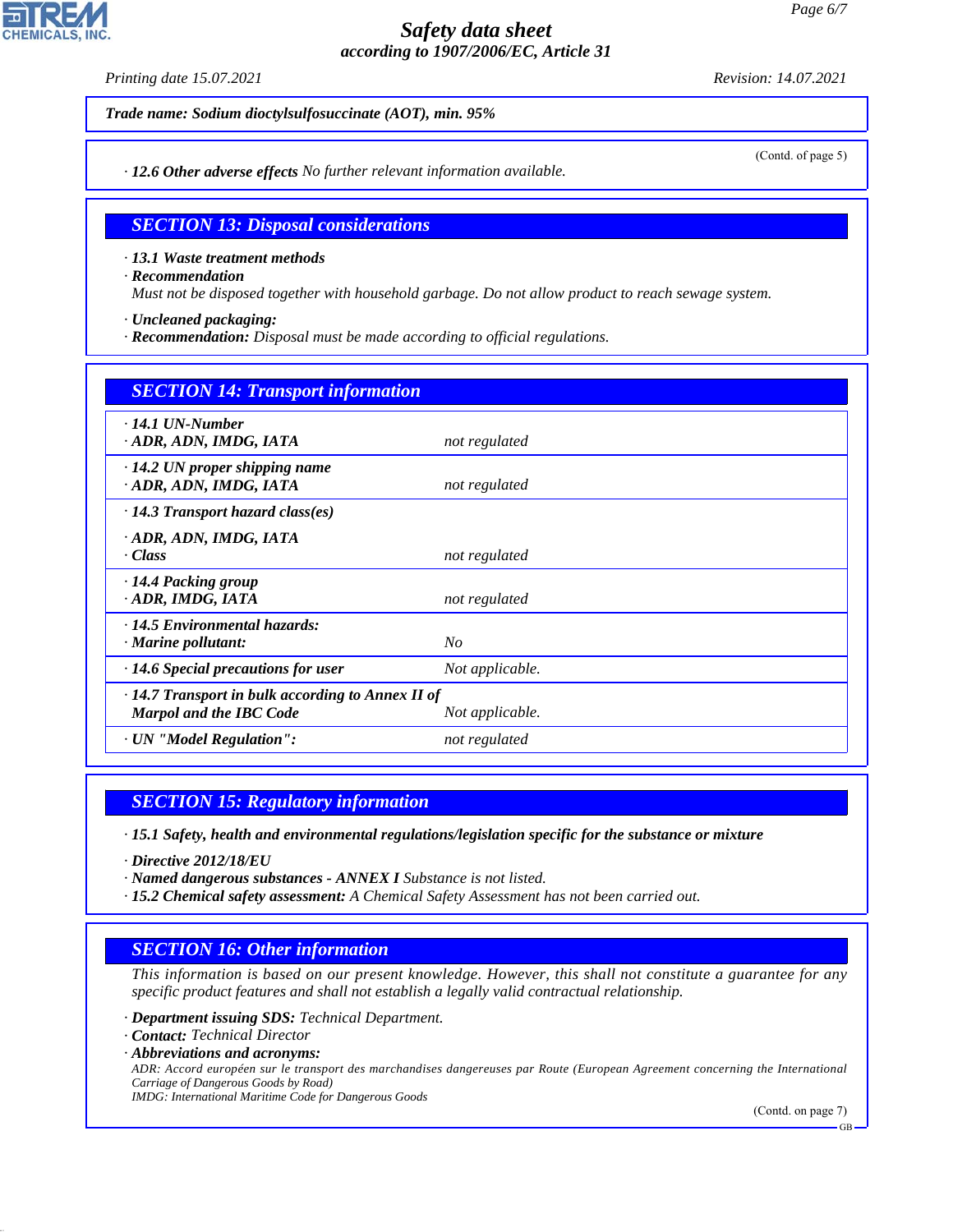**Trade name: Sodium dioctylsulfosuccinate (AOT), min. 95%**

(Contd. of page 5)

· **12.6 Other adverse effects** No further relevant information available.

## SECTION 13: Disposal considerations

· **13.1 Waste treatment methods**
· **Recommendation**
Must not be disposed together with household garbage. Do not allow product to reach sewage system.

· **Uncleaned packaging:**
· **Recommendation:** Disposal must be made according to official regulations.

## SECTION 14: Transport information

| | |
|---|---|
| · **14.1 UN-Number**<br>· **ADR, ADN, IMDG, IATA** | not regulated |
| · **14.2 UN proper shipping name**<br>· **ADR, ADN, IMDG, IATA** | not regulated |
| · **14.3 Transport hazard class(es)**<br>· **ADR, ADN, IMDG, IATA**<br>· **Class** | not regulated |
| · **14.4 Packing group**<br>· **ADR, IMDG, IATA** | not regulated |
| · **14.5 Environmental hazards:**<br>· **Marine pollutant:** | No |
| · **14.6 Special precautions for user** | Not applicable. |
| · **14.7 Transport in bulk according to Annex II of Marpol and the IBC Code** | Not applicable. |
| · **UN "Model Regulation":** | not regulated |

## SECTION 15: Regulatory information

· **15.1 Safety, health and environmental regulations/legislation specific for the substance or mixture**

· **Directive 2012/18/EU**
· **Named dangerous substances - ANNEX I** Substance is not listed.
· **15.2 Chemical safety assessment:** A Chemical Safety Assessment has not been carried out.

## SECTION 16: Other information

This information is based on our present knowledge. However, this shall not constitute a guarantee for any specific product features and shall not establish a legally valid contractual relationship.

· **Department issuing SDS:** Technical Department.
· **Contact:** Technical Director
· **Abbreviations and acronyms:**
ADR: Accord européen sur le transport des marchandises dangereuses par Route (European Agreement concerning the International Carriage of Dangerous Goods by Road)
IMDG: International Maritime Code for Dangerous Goods

(Contd. on page 7)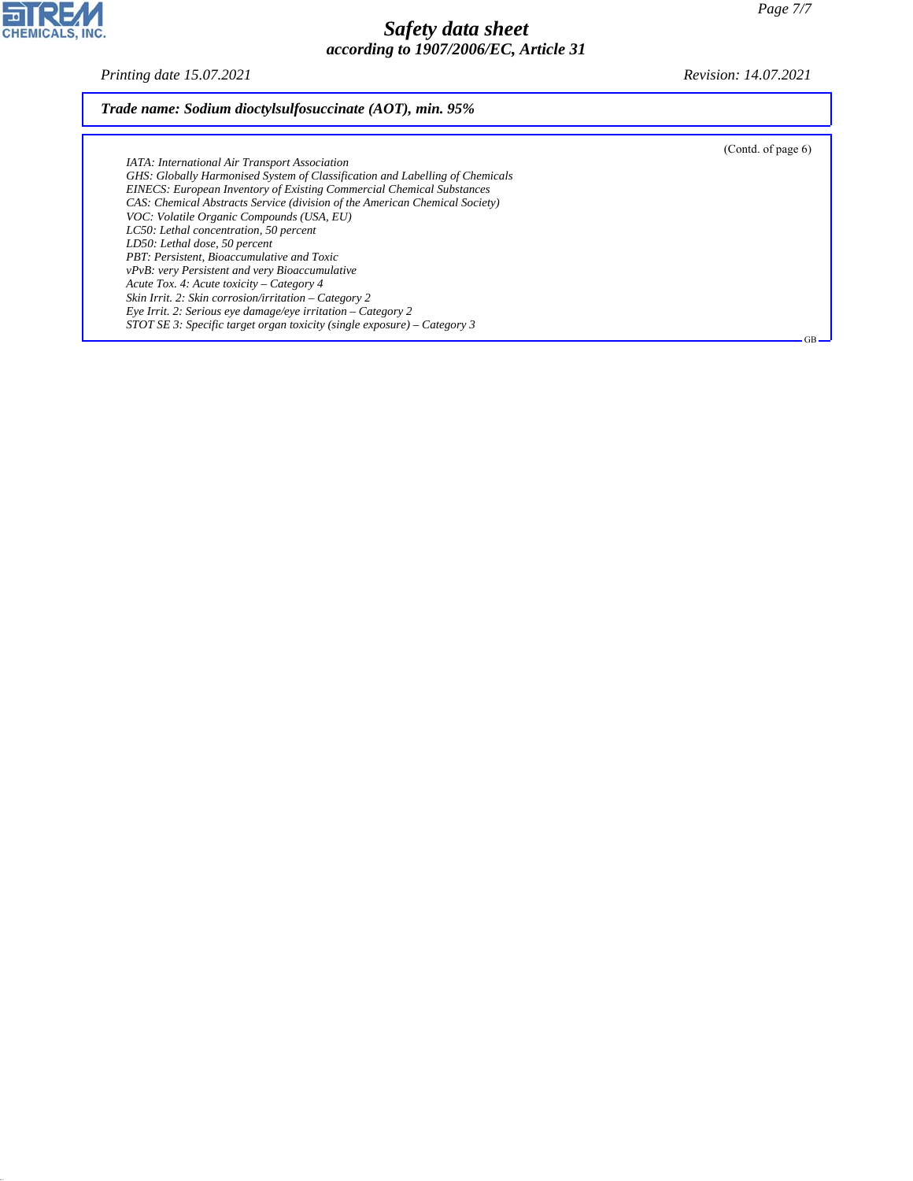**Trade name: Sodium dioctylsulfosuccinate (AOT), min. 95%**

(Contd. of page 6)

*IATA: International Air Transport Association*
*GHS: Globally Harmonised System of Classification and Labelling of Chemicals*
*EINECS: European Inventory of Existing Commercial Chemical Substances*
*CAS: Chemical Abstracts Service (division of the American Chemical Society)*
*VOC: Volatile Organic Compounds (USA, EU)*
*LC50: Lethal concentration, 50 percent*
*LD50: Lethal dose, 50 percent*
*PBT: Persistent, Bioaccumulative and Toxic*
*vPvB: very Persistent and very Bioaccumulative*
*Acute Tox. 4: Acute toxicity – Category 4*
*Skin Irrit. 2: Skin corrosion/irritation – Category 2*
*Eye Irrit. 2: Serious eye damage/eye irritation – Category 2*
*STOT SE 3: Specific target organ toxicity (single exposure) – Category 3*

GB